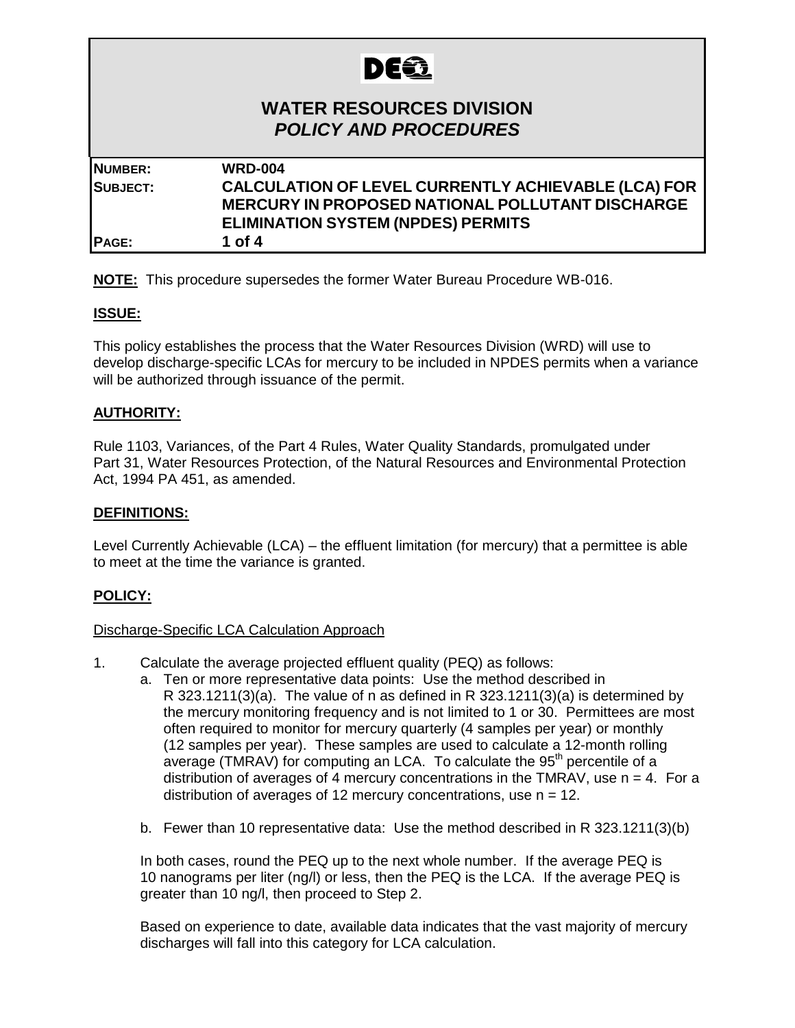# WATER RESOURCES DIVISION
## *POLICY AND PROCEDURES*

| | |
|---|---|
| **NUMBER:** | **WRD-004** |
| **SUBJECT:** | **CALCULATION OF LEVEL CURRENTLY ACHIEVABLE (LCA) FOR MERCURY IN PROPOSED NATIONAL POLLUTANT DISCHARGE ELIMINATION SYSTEM (NPDES) PERMITS** |

**NOTE:** This procedure supersedes the former Water Bureau Procedure WB-016.

**ISSUE:**

This policy establishes the process that the Water Resources Division (WRD) will use to develop discharge-specific LCAs for mercury to be included in NPDES permits when a variance will be authorized through issuance of the permit.

**AUTHORITY:**

Rule 1103, Variances, of the Part 4 Rules, Water Quality Standards, promulgated under Part 31, Water Resources Protection, of the Natural Resources and Environmental Protection Act, 1994 PA 451, as amended.

**DEFINITIONS:**

Level Currently Achievable (LCA) – the effluent limitation (for mercury) that a permittee is able to meet at the time the variance is granted.

**POLICY:**

Discharge-Specific LCA Calculation Approach

1. Calculate the average projected effluent quality (PEQ) as follows:
   a. Ten or more representative data points: Use the method described in R 323.1211(3)(a). The value of n as defined in R 323.1211(3)(a) is determined by the mercury monitoring frequency and is not limited to 1 or 30. Permittees are most often required to monitor for mercury quarterly (4 samples per year) or monthly (12 samples per year). These samples are used to calculate a 12-month rolling average (TMRAV) for computing an LCA. To calculate the 95th percentile of a distribution of averages of 4 mercury concentrations in the TMRAV, use n = 4. For a distribution of averages of 12 mercury concentrations, use n = 12.

   b. Fewer than 10 representative data: Use the method described in R 323.1211(3)(b)

   In both cases, round the PEQ up to the next whole number. If the average PEQ is 10 nanograms per liter (ng/l) or less, then the PEQ is the LCA. If the average PEQ is greater than 10 ng/l, then proceed to Step 2.

   Based on experience to date, available data indicates that the vast majority of mercury discharges will fall into this category for LCA calculation.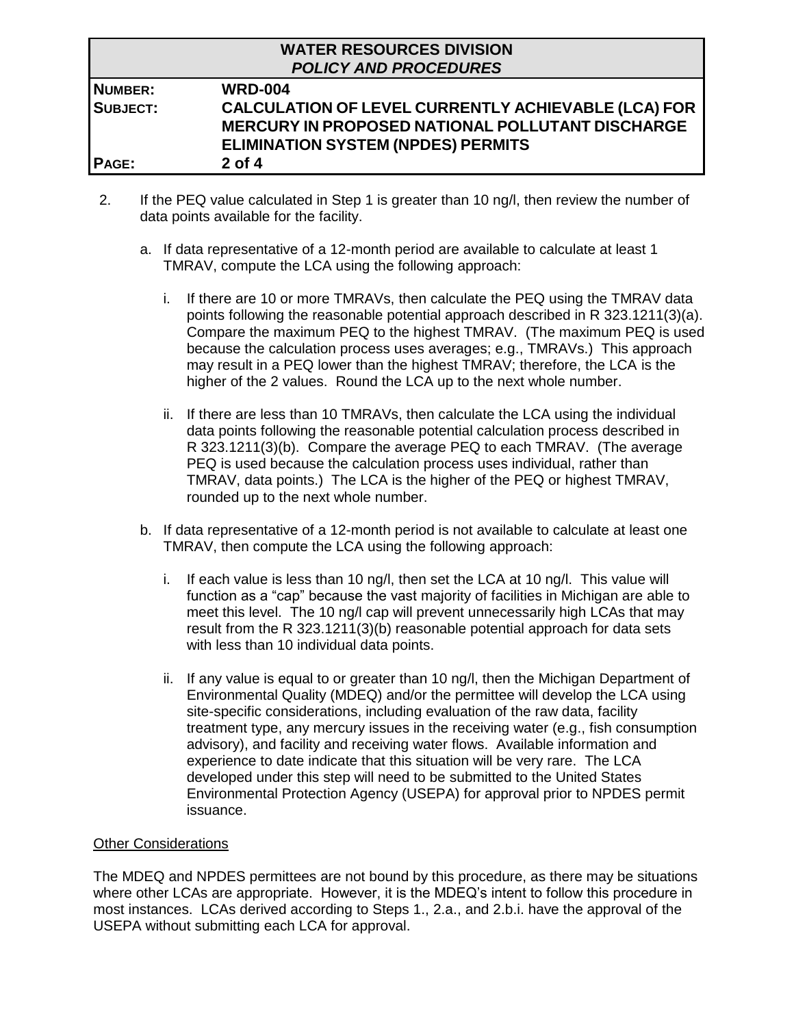2. If the PEQ value calculated in Step 1 is greater than 10 ng/l, then review the number of data points available for the facility.

   a. If data representative of a 12-month period are available to calculate at least 1 TMRAV, compute the LCA using the following approach:

      i. If there are 10 or more TMRAVs, then calculate the PEQ using the TMRAV data points following the reasonable potential approach described in R 323.1211(3)(a). Compare the maximum PEQ to the highest TMRAV. (The maximum PEQ is used because the calculation process uses averages; e.g., TMRAVs.) This approach may result in a PEQ lower than the highest TMRAV; therefore, the LCA is the higher of the 2 values. Round the LCA up to the next whole number.

      ii. If there are less than 10 TMRAVs, then calculate the LCA using the individual data points following the reasonable potential calculation process described in R 323.1211(3)(b). Compare the average PEQ to each TMRAV. (The average PEQ is used because the calculation process uses individual, rather than TMRAV, data points.) The LCA is the higher of the PEQ or highest TMRAV, rounded up to the next whole number.

   b. If data representative of a 12-month period is not available to calculate at least one TMRAV, then compute the LCA using the following approach:

      i. If each value is less than 10 ng/l, then set the LCA at 10 ng/l. This value will function as a "cap" because the vast majority of facilities in Michigan are able to meet this level. The 10 ng/l cap will prevent unnecessarily high LCAs that may result from the R 323.1211(3)(b) reasonable potential approach for data sets with less than 10 individual data points.

      ii. If any value is equal to or greater than 10 ng/l, then the Michigan Department of Environmental Quality (MDEQ) and/or the permittee will develop the LCA using site-specific considerations, including evaluation of the raw data, facility treatment type, any mercury issues in the receiving water (e.g., fish consumption advisory), and facility and receiving water flows. Available information and experience to date indicate that this situation will be very rare. The LCA developed under this step will need to be submitted to the United States Environmental Protection Agency (USEPA) for approval prior to NPDES permit issuance.

Other Considerations

The MDEQ and NPDES permittees are not bound by this procedure, as there may be situations where other LCAs are appropriate. However, it is the MDEQ's intent to follow this procedure in most instances. LCAs derived according to Steps 1., 2.a., and 2.b.i. have the approval of the USEPA without submitting each LCA for approval.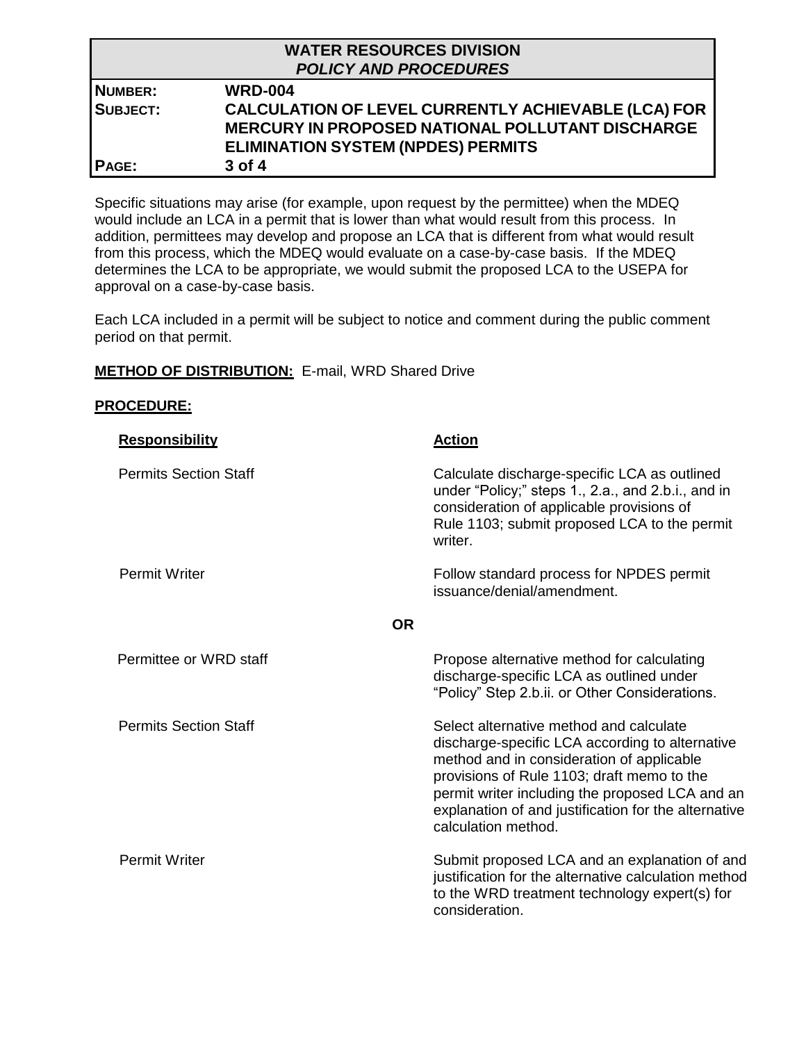Specific situations may arise (for example, upon request by the permittee) when the MDEQ would include an LCA in a permit that is lower than what would result from this process. In addition, permittees may develop and propose an LCA that is different from what would result from this process, which the MDEQ would evaluate on a case-by-case basis. If the MDEQ determines the LCA to be appropriate, we would submit the proposed LCA to the USEPA for approval on a case-by-case basis.

Each LCA included in a permit will be subject to notice and comment during the public comment period on that permit.

**METHOD OF DISTRIBUTION:** E-mail, WRD Shared Drive

**PROCEDURE:**

| Responsibility | Action |
|---|---|
| Permits Section Staff | Calculate discharge-specific LCA as outlined under "Policy;" steps 1., 2.a., and 2.b.i., and in consideration of applicable provisions of Rule 1103; submit proposed LCA to the permit writer. |
| Permit Writer | Follow standard process for NPDES permit issuance/denial/amendment. |
| **OR** | |
| Permittee or WRD staff | Propose alternative method for calculating discharge-specific LCA as outlined under "Policy" Step 2.b.ii. or Other Considerations. |
| Permits Section Staff | Select alternative method and calculate discharge-specific LCA according to alternative method and in consideration of applicable provisions of Rule 1103; draft memo to the permit writer including the proposed LCA and an explanation of and justification for the alternative calculation method. |
| Permit Writer | Submit proposed LCA and an explanation of and justification for the alternative calculation method to the WRD treatment technology expert(s) for consideration. |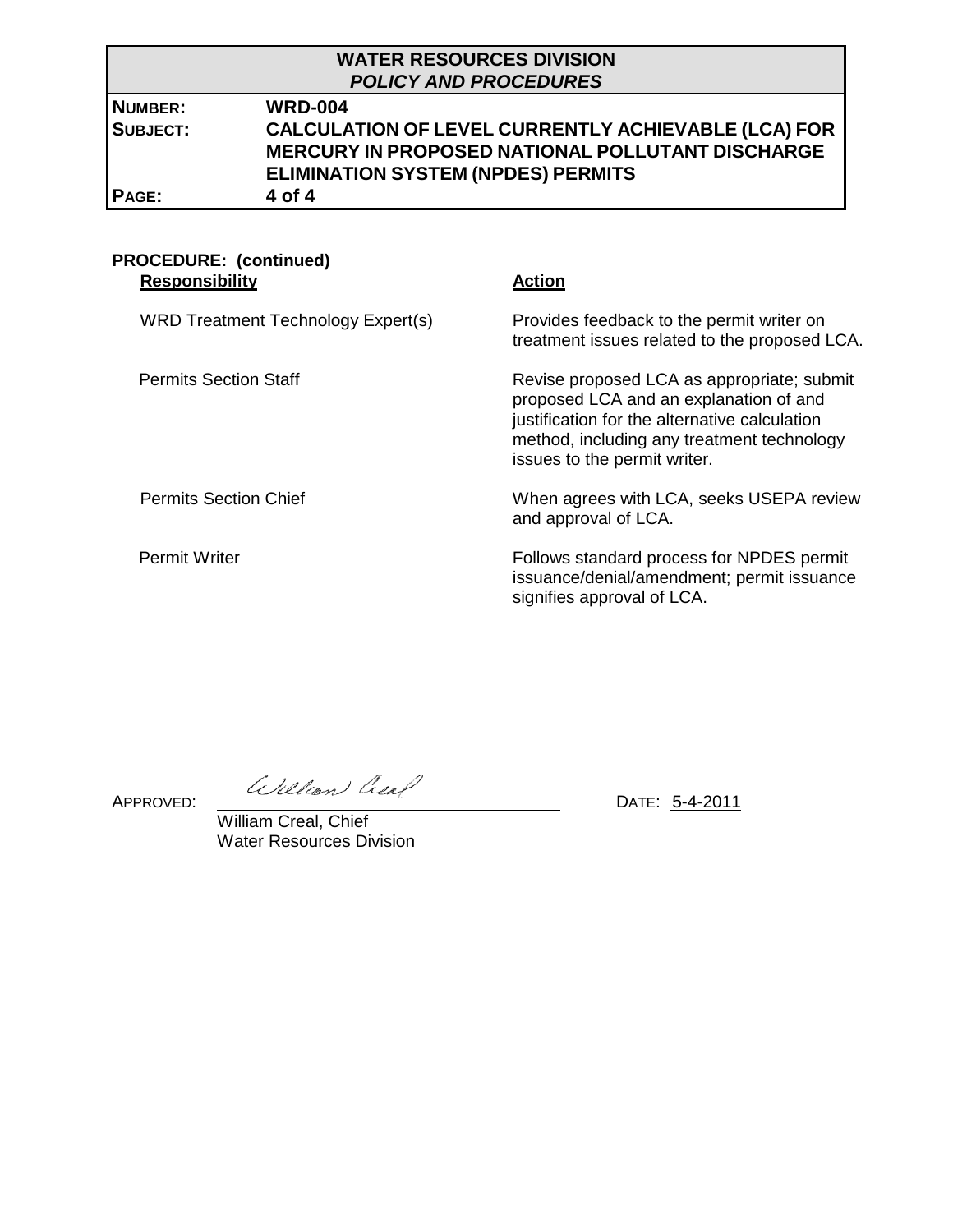**PROCEDURE: (continued)**

| Responsibility | Action |
| --- | --- |
| WRD Treatment Technology Expert(s) | Provides feedback to the permit writer on treatment issues related to the proposed LCA. |
| Permits Section Staff | Revise proposed LCA as appropriate; submit proposed LCA and an explanation of and justification for the alternative calculation method, including any treatment technology issues to the permit writer. |
| Permits Section Chief | When agrees with LCA, seeks USEPA review and approval of LCA. |
| Permit Writer | Follows standard process for NPDES permit issuance/denial/amendment; permit issuance signifies approval of LCA. |

APPROVED: *William Creal*

William Creal, Chief
Water Resources Division

DATE: 5-4-2011